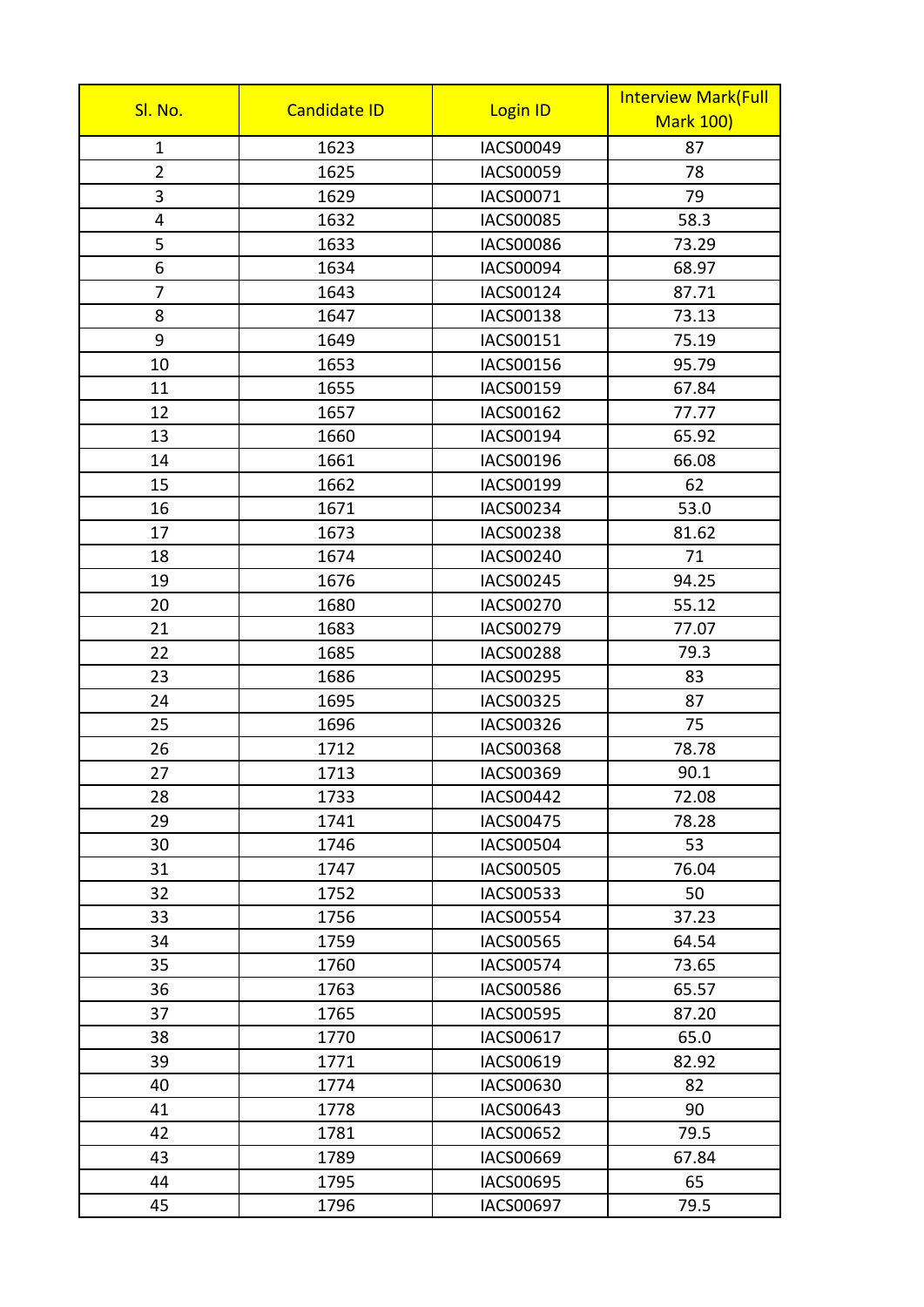| Sl. No. | Candidate ID | Login ID | Interview Mark(Full Mark 100) |
|---|---|---|---|
| 1 | 1623 | IACS00049 | 87 |
| 2 | 1625 | IACS00059 | 78 |
| 3 | 1629 | IACS00071 | 79 |
| 4 | 1632 | IACS00085 | 58.3 |
| 5 | 1633 | IACS00086 | 73.29 |
| 6 | 1634 | IACS00094 | 68.97 |
| 7 | 1643 | IACS00124 | 87.71 |
| 8 | 1647 | IACS00138 | 73.13 |
| 9 | 1649 | IACS00151 | 75.19 |
| 10 | 1653 | IACS00156 | 95.79 |
| 11 | 1655 | IACS00159 | 67.84 |
| 12 | 1657 | IACS00162 | 77.77 |
| 13 | 1660 | IACS00194 | 65.92 |
| 14 | 1661 | IACS00196 | 66.08 |
| 15 | 1662 | IACS00199 | 62 |
| 16 | 1671 | IACS00234 | 53.0 |
| 17 | 1673 | IACS00238 | 81.62 |
| 18 | 1674 | IACS00240 | 71 |
| 19 | 1676 | IACS00245 | 94.25 |
| 20 | 1680 | IACS00270 | 55.12 |
| 21 | 1683 | IACS00279 | 77.07 |
| 22 | 1685 | IACS00288 | 79.3 |
| 23 | 1686 | IACS00295 | 83 |
| 24 | 1695 | IACS00325 | 87 |
| 25 | 1696 | IACS00326 | 75 |
| 26 | 1712 | IACS00368 | 78.78 |
| 27 | 1713 | IACS00369 | 90.1 |
| 28 | 1733 | IACS00442 | 72.08 |
| 29 | 1741 | IACS00475 | 78.28 |
| 30 | 1746 | IACS00504 | 53 |
| 31 | 1747 | IACS00505 | 76.04 |
| 32 | 1752 | IACS00533 | 50 |
| 33 | 1756 | IACS00554 | 37.23 |
| 34 | 1759 | IACS00565 | 64.54 |
| 35 | 1760 | IACS00574 | 73.65 |
| 36 | 1763 | IACS00586 | 65.57 |
| 37 | 1765 | IACS00595 | 87.20 |
| 38 | 1770 | IACS00617 | 65.0 |
| 39 | 1771 | IACS00619 | 82.92 |
| 40 | 1774 | IACS00630 | 82 |
| 41 | 1778 | IACS00643 | 90 |
| 42 | 1781 | IACS00652 | 79.5 |
| 43 | 1789 | IACS00669 | 67.84 |
| 44 | 1795 | IACS00695 | 65 |
| 45 | 1796 | IACS00697 | 79.5 |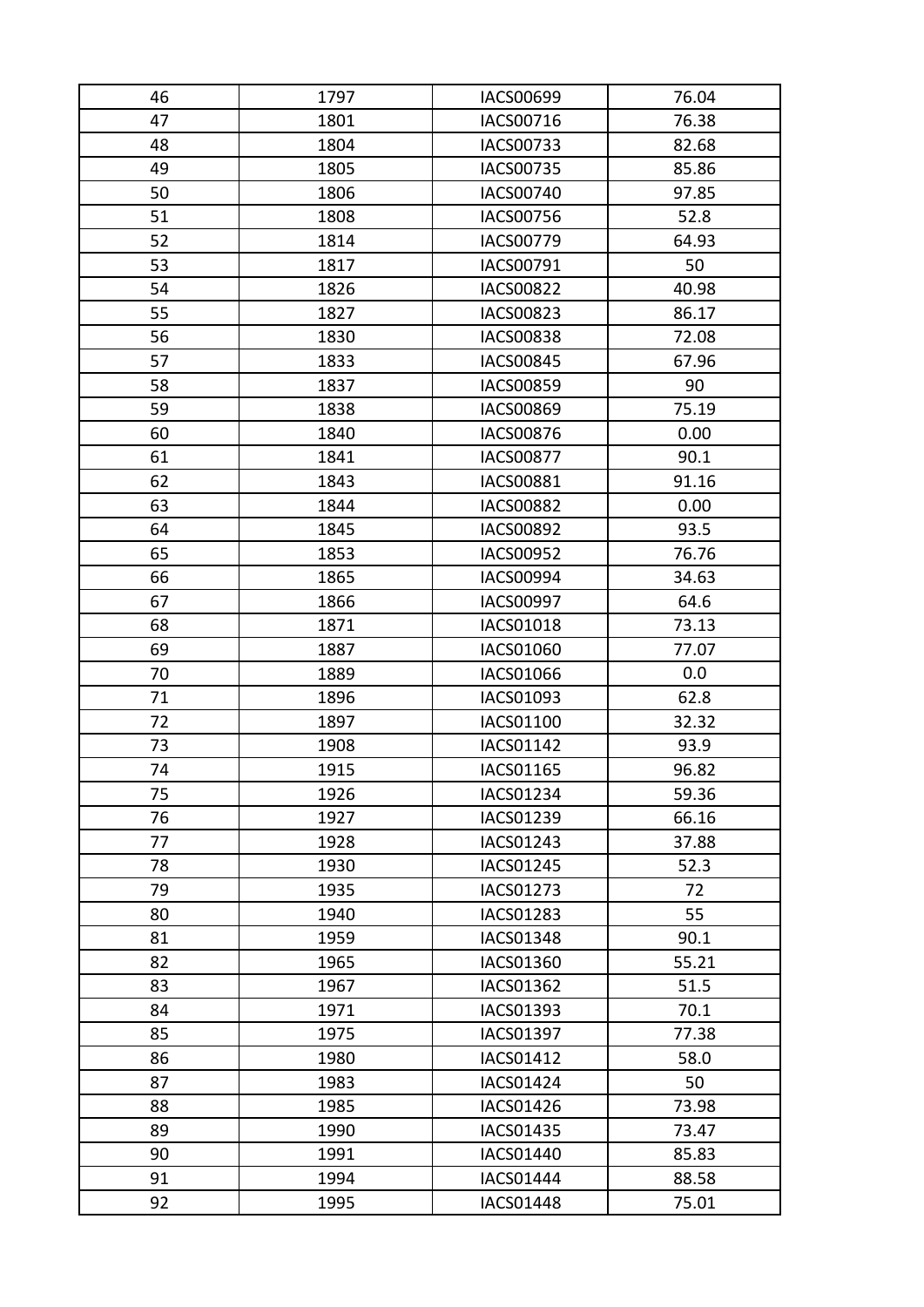| 46 | 1797 | IACS00699 | 76.04 |
|---|---|---|---|
| 47 | 1801 | IACS00716 | 76.38 |
| 48 | 1804 | IACS00733 | 82.68 |
| 49 | 1805 | IACS00735 | 85.86 |
| 50 | 1806 | IACS00740 | 97.85 |
| 51 | 1808 | IACS00756 | 52.8 |
| 52 | 1814 | IACS00779 | 64.93 |
| 53 | 1817 | IACS00791 | 50 |
| 54 | 1826 | IACS00822 | 40.98 |
| 55 | 1827 | IACS00823 | 86.17 |
| 56 | 1830 | IACS00838 | 72.08 |
| 57 | 1833 | IACS00845 | 67.96 |
| 58 | 1837 | IACS00859 | 90 |
| 59 | 1838 | IACS00869 | 75.19 |
| 60 | 1840 | IACS00876 | 0.00 |
| 61 | 1841 | IACS00877 | 90.1 |
| 62 | 1843 | IACS00881 | 91.16 |
| 63 | 1844 | IACS00882 | 0.00 |
| 64 | 1845 | IACS00892 | 93.5 |
| 65 | 1853 | IACS00952 | 76.76 |
| 66 | 1865 | IACS00994 | 34.63 |
| 67 | 1866 | IACS00997 | 64.6 |
| 68 | 1871 | IACS01018 | 73.13 |
| 69 | 1887 | IACS01060 | 77.07 |
| 70 | 1889 | IACS01066 | 0.0 |
| 71 | 1896 | IACS01093 | 62.8 |
| 72 | 1897 | IACS01100 | 32.32 |
| 73 | 1908 | IACS01142 | 93.9 |
| 74 | 1915 | IACS01165 | 96.82 |
| 75 | 1926 | IACS01234 | 59.36 |
| 76 | 1927 | IACS01239 | 66.16 |
| 77 | 1928 | IACS01243 | 37.88 |
| 78 | 1930 | IACS01245 | 52.3 |
| 79 | 1935 | IACS01273 | 72 |
| 80 | 1940 | IACS01283 | 55 |
| 81 | 1959 | IACS01348 | 90.1 |
| 82 | 1965 | IACS01360 | 55.21 |
| 83 | 1967 | IACS01362 | 51.5 |
| 84 | 1971 | IACS01393 | 70.1 |
| 85 | 1975 | IACS01397 | 77.38 |
| 86 | 1980 | IACS01412 | 58.0 |
| 87 | 1983 | IACS01424 | 50 |
| 88 | 1985 | IACS01426 | 73.98 |
| 89 | 1990 | IACS01435 | 73.47 |
| 90 | 1991 | IACS01440 | 85.83 |
| 91 | 1994 | IACS01444 | 88.58 |
| 92 | 1995 | IACS01448 | 75.01 |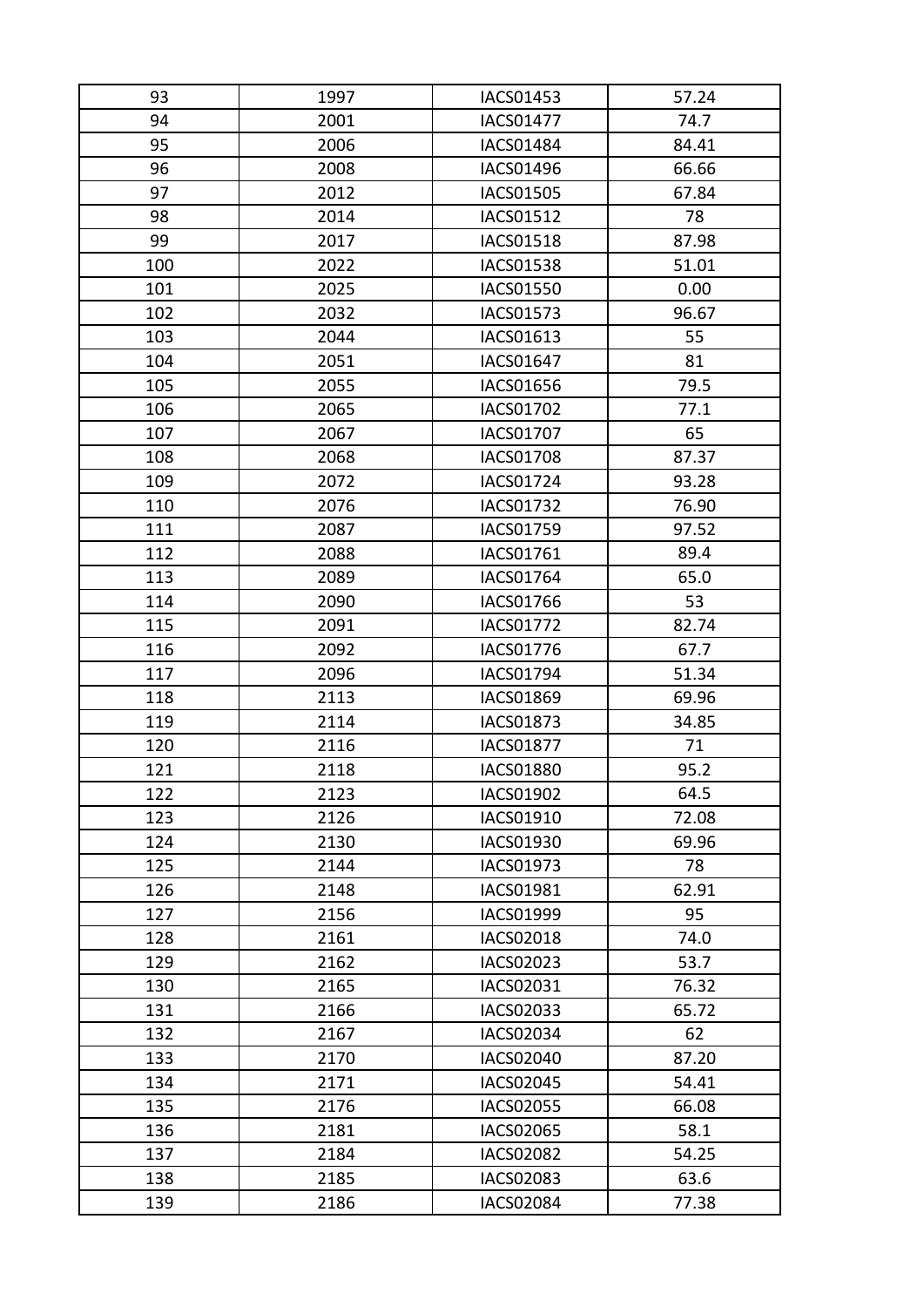| 93 | 1997 | IACS01453 | 57.24 |
|---|---|---|---|
| 94 | 2001 | IACS01477 | 74.7 |
| 95 | 2006 | IACS01484 | 84.41 |
| 96 | 2008 | IACS01496 | 66.66 |
| 97 | 2012 | IACS01505 | 67.84 |
| 98 | 2014 | IACS01512 | 78 |
| 99 | 2017 | IACS01518 | 87.98 |
| 100 | 2022 | IACS01538 | 51.01 |
| 101 | 2025 | IACS01550 | 0.00 |
| 102 | 2032 | IACS01573 | 96.67 |
| 103 | 2044 | IACS01613 | 55 |
| 104 | 2051 | IACS01647 | 81 |
| 105 | 2055 | IACS01656 | 79.5 |
| 106 | 2065 | IACS01702 | 77.1 |
| 107 | 2067 | IACS01707 | 65 |
| 108 | 2068 | IACS01708 | 87.37 |
| 109 | 2072 | IACS01724 | 93.28 |
| 110 | 2076 | IACS01732 | 76.90 |
| 111 | 2087 | IACS01759 | 97.52 |
| 112 | 2088 | IACS01761 | 89.4 |
| 113 | 2089 | IACS01764 | 65.0 |
| 114 | 2090 | IACS01766 | 53 |
| 115 | 2091 | IACS01772 | 82.74 |
| 116 | 2092 | IACS01776 | 67.7 |
| 117 | 2096 | IACS01794 | 51.34 |
| 118 | 2113 | IACS01869 | 69.96 |
| 119 | 2114 | IACS01873 | 34.85 |
| 120 | 2116 | IACS01877 | 71 |
| 121 | 2118 | IACS01880 | 95.2 |
| 122 | 2123 | IACS01902 | 64.5 |
| 123 | 2126 | IACS01910 | 72.08 |
| 124 | 2130 | IACS01930 | 69.96 |
| 125 | 2144 | IACS01973 | 78 |
| 126 | 2148 | IACS01981 | 62.91 |
| 127 | 2156 | IACS01999 | 95 |
| 128 | 2161 | IACS02018 | 74.0 |
| 129 | 2162 | IACS02023 | 53.7 |
| 130 | 2165 | IACS02031 | 76.32 |
| 131 | 2166 | IACS02033 | 65.72 |
| 132 | 2167 | IACS02034 | 62 |
| 133 | 2170 | IACS02040 | 87.20 |
| 134 | 2171 | IACS02045 | 54.41 |
| 135 | 2176 | IACS02055 | 66.08 |
| 136 | 2181 | IACS02065 | 58.1 |
| 137 | 2184 | IACS02082 | 54.25 |
| 138 | 2185 | IACS02083 | 63.6 |
| 139 | 2186 | IACS02084 | 77.38 |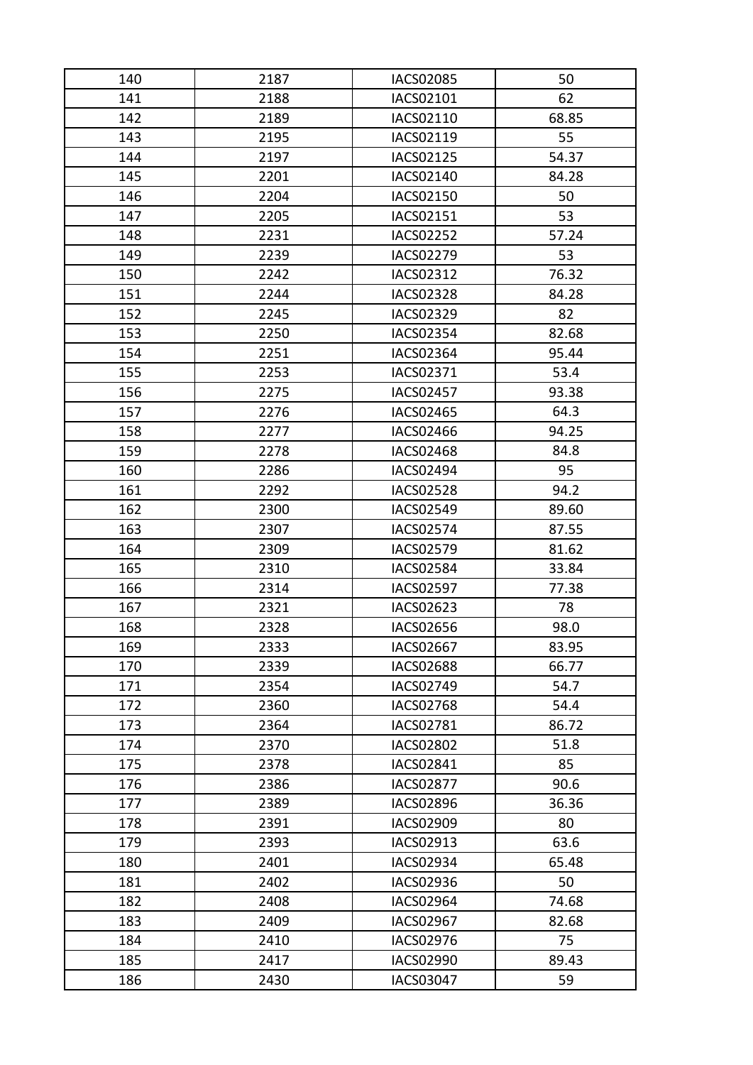| | | | |
|---|---|---|---|
| 140 | 2187 | IACS02085 | 50 |
| 141 | 2188 | IACS02101 | 62 |
| 142 | 2189 | IACS02110 | 68.85 |
| 143 | 2195 | IACS02119 | 55 |
| 144 | 2197 | IACS02125 | 54.37 |
| 145 | 2201 | IACS02140 | 84.28 |
| 146 | 2204 | IACS02150 | 50 |
| 147 | 2205 | IACS02151 | 53 |
| 148 | 2231 | IACS02252 | 57.24 |
| 149 | 2239 | IACS02279 | 53 |
| 150 | 2242 | IACS02312 | 76.32 |
| 151 | 2244 | IACS02328 | 84.28 |
| 152 | 2245 | IACS02329 | 82 |
| 153 | 2250 | IACS02354 | 82.68 |
| 154 | 2251 | IACS02364 | 95.44 |
| 155 | 2253 | IACS02371 | 53.4 |
| 156 | 2275 | IACS02457 | 93.38 |
| 157 | 2276 | IACS02465 | 64.3 |
| 158 | 2277 | IACS02466 | 94.25 |
| 159 | 2278 | IACS02468 | 84.8 |
| 160 | 2286 | IACS02494 | 95 |
| 161 | 2292 | IACS02528 | 94.2 |
| 162 | 2300 | IACS02549 | 89.60 |
| 163 | 2307 | IACS02574 | 87.55 |
| 164 | 2309 | IACS02579 | 81.62 |
| 165 | 2310 | IACS02584 | 33.84 |
| 166 | 2314 | IACS02597 | 77.38 |
| 167 | 2321 | IACS02623 | 78 |
| 168 | 2328 | IACS02656 | 98.0 |
| 169 | 2333 | IACS02667 | 83.95 |
| 170 | 2339 | IACS02688 | 66.77 |
| 171 | 2354 | IACS02749 | 54.7 |
| 172 | 2360 | IACS02768 | 54.4 |
| 173 | 2364 | IACS02781 | 86.72 |
| 174 | 2370 | IACS02802 | 51.8 |
| 175 | 2378 | IACS02841 | 85 |
| 176 | 2386 | IACS02877 | 90.6 |
| 177 | 2389 | IACS02896 | 36.36 |
| 178 | 2391 | IACS02909 | 80 |
| 179 | 2393 | IACS02913 | 63.6 |
| 180 | 2401 | IACS02934 | 65.48 |
| 181 | 2402 | IACS02936 | 50 |
| 182 | 2408 | IACS02964 | 74.68 |
| 183 | 2409 | IACS02967 | 82.68 |
| 184 | 2410 | IACS02976 | 75 |
| 185 | 2417 | IACS02990 | 89.43 |
| 186 | 2430 | IACS03047 | 59 |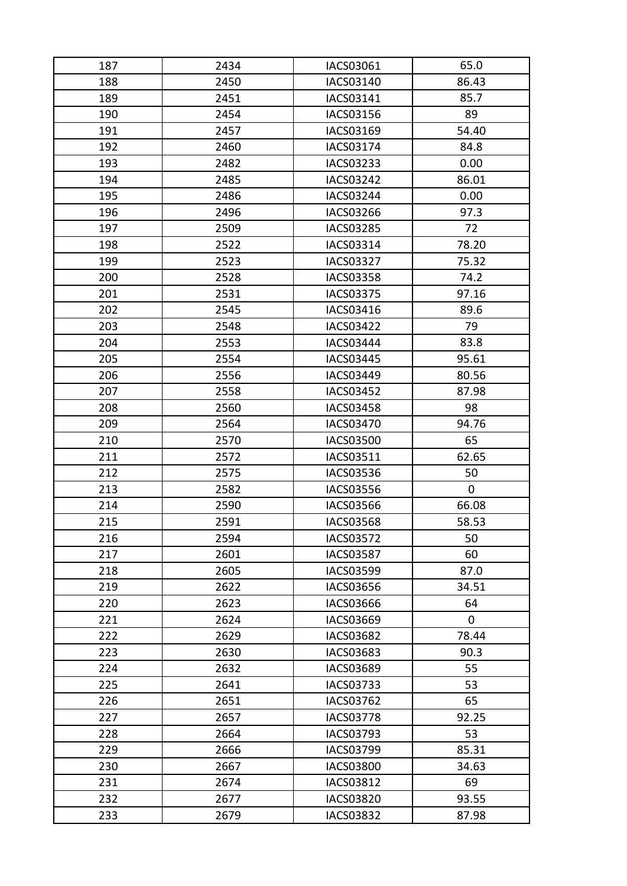| 187 | 2434 | IACS03061 | 65.0 |
|---|---|---|---|
| 188 | 2450 | IACS03140 | 86.43 |
| 189 | 2451 | IACS03141 | 85.7 |
| 190 | 2454 | IACS03156 | 89 |
| 191 | 2457 | IACS03169 | 54.40 |
| 192 | 2460 | IACS03174 | 84.8 |
| 193 | 2482 | IACS03233 | 0.00 |
| 194 | 2485 | IACS03242 | 86.01 |
| 195 | 2486 | IACS03244 | 0.00 |
| 196 | 2496 | IACS03266 | 97.3 |
| 197 | 2509 | IACS03285 | 72 |
| 198 | 2522 | IACS03314 | 78.20 |
| 199 | 2523 | IACS03327 | 75.32 |
| 200 | 2528 | IACS03358 | 74.2 |
| 201 | 2531 | IACS03375 | 97.16 |
| 202 | 2545 | IACS03416 | 89.6 |
| 203 | 2548 | IACS03422 | 79 |
| 204 | 2553 | IACS03444 | 83.8 |
| 205 | 2554 | IACS03445 | 95.61 |
| 206 | 2556 | IACS03449 | 80.56 |
| 207 | 2558 | IACS03452 | 87.98 |
| 208 | 2560 | IACS03458 | 98 |
| 209 | 2564 | IACS03470 | 94.76 |
| 210 | 2570 | IACS03500 | 65 |
| 211 | 2572 | IACS03511 | 62.65 |
| 212 | 2575 | IACS03536 | 50 |
| 213 | 2582 | IACS03556 | 0 |
| 214 | 2590 | IACS03566 | 66.08 |
| 215 | 2591 | IACS03568 | 58.53 |
| 216 | 2594 | IACS03572 | 50 |
| 217 | 2601 | IACS03587 | 60 |
| 218 | 2605 | IACS03599 | 87.0 |
| 219 | 2622 | IACS03656 | 34.51 |
| 220 | 2623 | IACS03666 | 64 |
| 221 | 2624 | IACS03669 | 0 |
| 222 | 2629 | IACS03682 | 78.44 |
| 223 | 2630 | IACS03683 | 90.3 |
| 224 | 2632 | IACS03689 | 55 |
| 225 | 2641 | IACS03733 | 53 |
| 226 | 2651 | IACS03762 | 65 |
| 227 | 2657 | IACS03778 | 92.25 |
| 228 | 2664 | IACS03793 | 53 |
| 229 | 2666 | IACS03799 | 85.31 |
| 230 | 2667 | IACS03800 | 34.63 |
| 231 | 2674 | IACS03812 | 69 |
| 232 | 2677 | IACS03820 | 93.55 |
| 233 | 2679 | IACS03832 | 87.98 |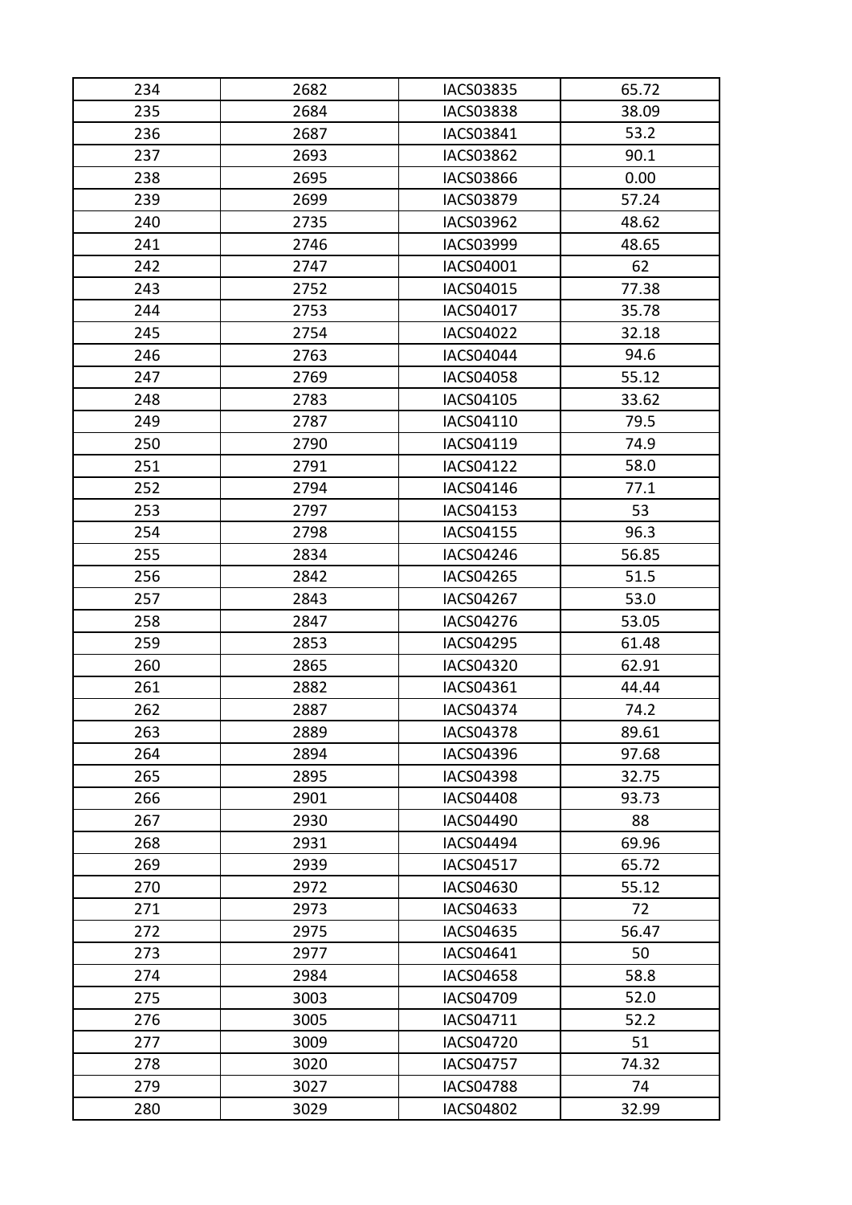| 234 | 2682 | IACS03835 | 65.72 |
|---|---|---|---|
| 235 | 2684 | IACS03838 | 38.09 |
| 236 | 2687 | IACS03841 | 53.2 |
| 237 | 2693 | IACS03862 | 90.1 |
| 238 | 2695 | IACS03866 | 0.00 |
| 239 | 2699 | IACS03879 | 57.24 |
| 240 | 2735 | IACS03962 | 48.62 |
| 241 | 2746 | IACS03999 | 48.65 |
| 242 | 2747 | IACS04001 | 62 |
| 243 | 2752 | IACS04015 | 77.38 |
| 244 | 2753 | IACS04017 | 35.78 |
| 245 | 2754 | IACS04022 | 32.18 |
| 246 | 2763 | IACS04044 | 94.6 |
| 247 | 2769 | IACS04058 | 55.12 |
| 248 | 2783 | IACS04105 | 33.62 |
| 249 | 2787 | IACS04110 | 79.5 |
| 250 | 2790 | IACS04119 | 74.9 |
| 251 | 2791 | IACS04122 | 58.0 |
| 252 | 2794 | IACS04146 | 77.1 |
| 253 | 2797 | IACS04153 | 53 |
| 254 | 2798 | IACS04155 | 96.3 |
| 255 | 2834 | IACS04246 | 56.85 |
| 256 | 2842 | IACS04265 | 51.5 |
| 257 | 2843 | IACS04267 | 53.0 |
| 258 | 2847 | IACS04276 | 53.05 |
| 259 | 2853 | IACS04295 | 61.48 |
| 260 | 2865 | IACS04320 | 62.91 |
| 261 | 2882 | IACS04361 | 44.44 |
| 262 | 2887 | IACS04374 | 74.2 |
| 263 | 2889 | IACS04378 | 89.61 |
| 264 | 2894 | IACS04396 | 97.68 |
| 265 | 2895 | IACS04398 | 32.75 |
| 266 | 2901 | IACS04408 | 93.73 |
| 267 | 2930 | IACS04490 | 88 |
| 268 | 2931 | IACS04494 | 69.96 |
| 269 | 2939 | IACS04517 | 65.72 |
| 270 | 2972 | IACS04630 | 55.12 |
| 271 | 2973 | IACS04633 | 72 |
| 272 | 2975 | IACS04635 | 56.47 |
| 273 | 2977 | IACS04641 | 50 |
| 274 | 2984 | IACS04658 | 58.8 |
| 275 | 3003 | IACS04709 | 52.0 |
| 276 | 3005 | IACS04711 | 52.2 |
| 277 | 3009 | IACS04720 | 51 |
| 278 | 3020 | IACS04757 | 74.32 |
| 279 | 3027 | IACS04788 | 74 |
| 280 | 3029 | IACS04802 | 32.99 |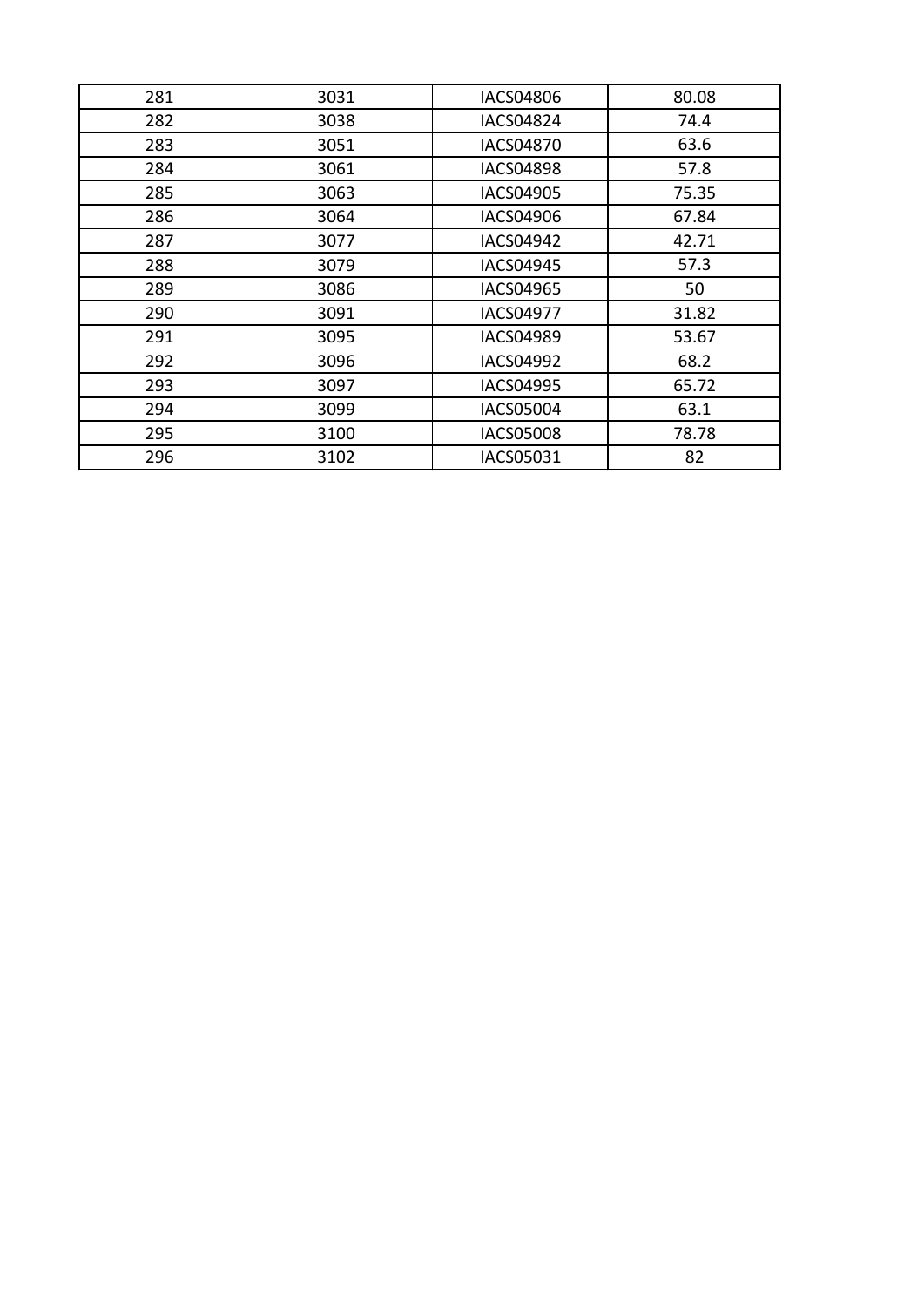| | | | |
|---|---|---|---|
| 281 | 3031 | IACS04806 | 80.08 |
| 282 | 3038 | IACS04824 | 74.4 |
| 283 | 3051 | IACS04870 | 63.6 |
| 284 | 3061 | IACS04898 | 57.8 |
| 285 | 3063 | IACS04905 | 75.35 |
| 286 | 3064 | IACS04906 | 67.84 |
| 287 | 3077 | IACS04942 | 42.71 |
| 288 | 3079 | IACS04945 | 57.3 |
| 289 | 3086 | IACS04965 | 50 |
| 290 | 3091 | IACS04977 | 31.82 |
| 291 | 3095 | IACS04989 | 53.67 |
| 292 | 3096 | IACS04992 | 68.2 |
| 293 | 3097 | IACS04995 | 65.72 |
| 294 | 3099 | IACS05004 | 63.1 |
| 295 | 3100 | IACS05008 | 78.78 |
| 296 | 3102 | IACS05031 | 82 |